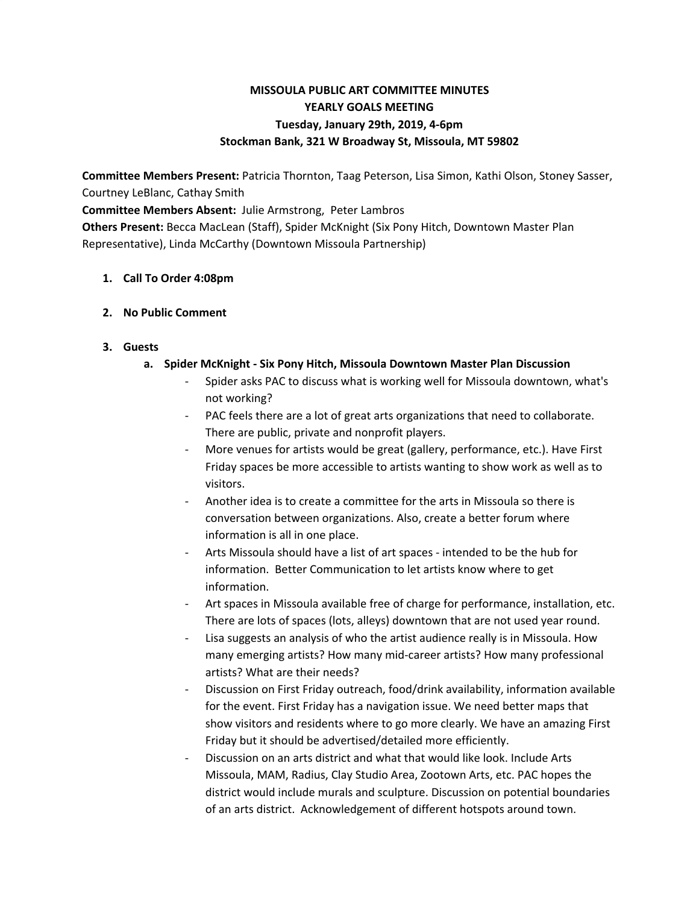**MISSOULA PUBLIC ART COMMITTEE MINUTES**
**YEARLY GOALS MEETING**
**Tuesday, January 29th, 2019, 4-6pm**
**Stockman Bank, 321 W Broadway St, Missoula, MT 59802**

**Committee Members Present:** Patricia Thornton, Taag Peterson, Lisa Simon, Kathi Olson, Stoney Sasser, Courtney LeBlanc, Cathay Smith
**Committee Members Absent:** Julie Armstrong, Peter Lambros
**Others Present:** Becca MacLean (Staff), Spider McKnight (Six Pony Hitch, Downtown Master Plan Representative), Linda McCarthy (Downtown Missoula Partnership)

1. **Call To Order 4:08pm**

2. **No Public Comment**

3. **Guests**
   a. **Spider McKnight - Six Pony Hitch, Missoula Downtown Master Plan Discussion**
      - Spider asks PAC to discuss what is working well for Missoula downtown, what's not working?
      - PAC feels there are a lot of great arts organizations that need to collaborate. There are public, private and nonprofit players.
      - More venues for artists would be great (gallery, performance, etc.). Have First Friday spaces be more accessible to artists wanting to show work as well as to visitors.
      - Another idea is to create a committee for the arts in Missoula so there is conversation between organizations. Also, create a better forum where information is all in one place.
      - Arts Missoula should have a list of art spaces - intended to be the hub for information. Better Communication to let artists know where to get information.
      - Art spaces in Missoula available free of charge for performance, installation, etc. There are lots of spaces (lots, alleys) downtown that are not used year round.
      - Lisa suggests an analysis of who the artist audience really is in Missoula. How many emerging artists? How many mid-career artists? How many professional artists? What are their needs?
      - Discussion on First Friday outreach, food/drink availability, information available for the event. First Friday has a navigation issue. We need better maps that show visitors and residents where to go more clearly. We have an amazing First Friday but it should be advertised/detailed more efficiently.
      - Discussion on an arts district and what that would like look. Include Arts Missoula, MAM, Radius, Clay Studio Area, Zootown Arts, etc. PAC hopes the district would include murals and sculpture. Discussion on potential boundaries of an arts district. Acknowledgement of different hotspots around town.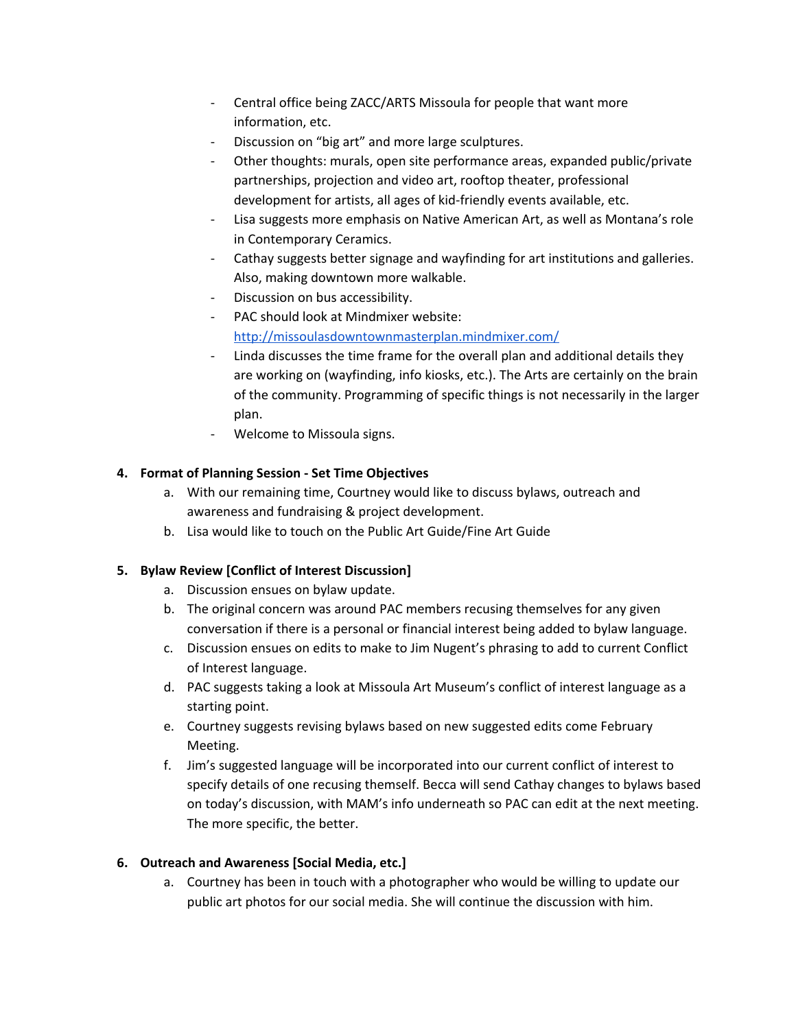- Central office being ZACC/ARTS Missoula for people that want more information, etc.
- Discussion on "big art" and more large sculptures.
- Other thoughts: murals, open site performance areas, expanded public/private partnerships, projection and video art, rooftop theater, professional development for artists, all ages of kid-friendly events available, etc.
- Lisa suggests more emphasis on Native American Art, as well as Montana's role in Contemporary Ceramics.
- Cathay suggests better signage and wayfinding for art institutions and galleries. Also, making downtown more walkable.
- Discussion on bus accessibility.
- PAC should look at Mindmixer website: [http://missoulasdowntownmasterplan.mindmixer.com/](http://missoulasdowntownmasterplan.mindmixer.com/)
- Linda discusses the time frame for the overall plan and additional details they are working on (wayfinding, info kiosks, etc.). The Arts are certainly on the brain of the community. Programming of specific things is not necessarily in the larger plan.
- Welcome to Missoula signs.

**4. Format of Planning Session - Set Time Objectives**

a. With our remaining time, Courtney would like to discuss bylaws, outreach and awareness and fundraising & project development.

b. Lisa would like to touch on the Public Art Guide/Fine Art Guide

**5. Bylaw Review [Conflict of Interest Discussion]**

a. Discussion ensues on bylaw update.

b. The original concern was around PAC members recusing themselves for any given conversation if there is a personal or financial interest being added to bylaw language.

c. Discussion ensues on edits to make to Jim Nugent's phrasing to add to current Conflict of Interest language.

d. PAC suggests taking a look at Missoula Art Museum's conflict of interest language as a starting point.

e. Courtney suggests revising bylaws based on new suggested edits come February Meeting.

f. Jim's suggested language will be incorporated into our current conflict of interest to specify details of one recusing themself. Becca will send Cathay changes to bylaws based on today's discussion, with MAM's info underneath so PAC can edit at the next meeting. The more specific, the better.

**6. Outreach and Awareness [Social Media, etc.]**

a. Courtney has been in touch with a photographer who would be willing to update our public art photos for our social media. She will continue the discussion with him.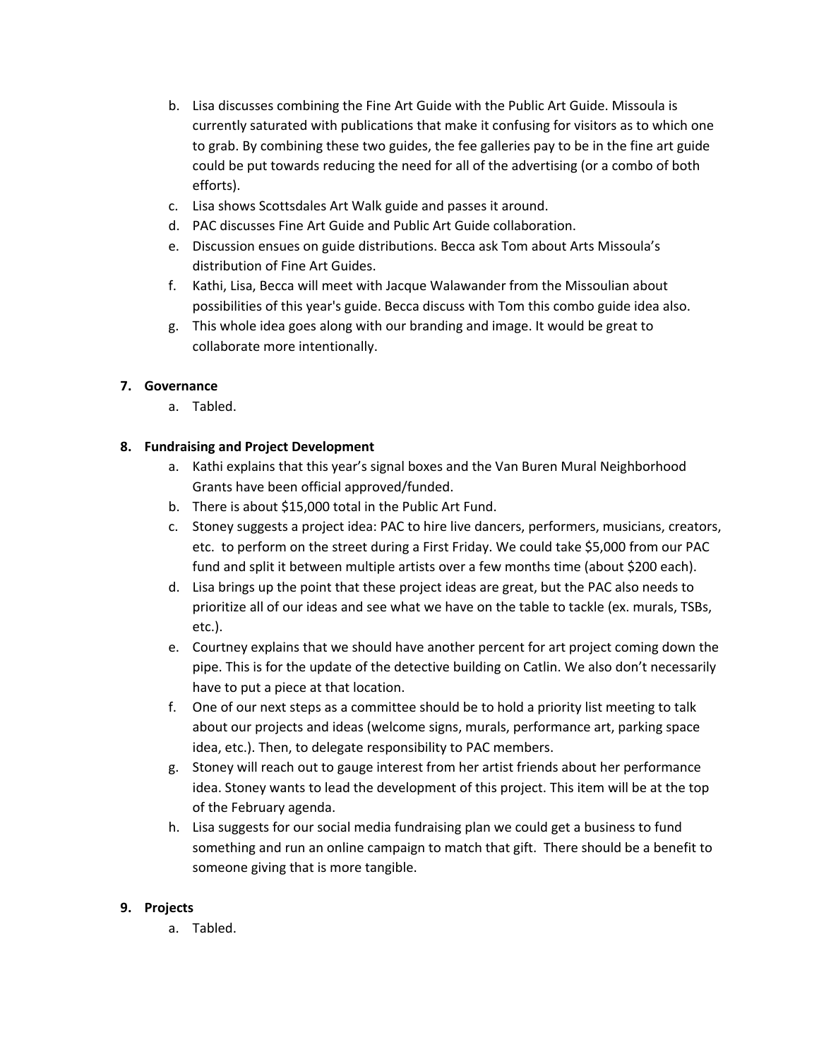b. Lisa discusses combining the Fine Art Guide with the Public Art Guide. Missoula is currently saturated with publications that make it confusing for visitors as to which one to grab. By combining these two guides, the fee galleries pay to be in the fine art guide could be put towards reducing the need for all of the advertising (or a combo of both efforts).
c. Lisa shows Scottsdales Art Walk guide and passes it around.
d. PAC discusses Fine Art Guide and Public Art Guide collaboration.
e. Discussion ensues on guide distributions. Becca ask Tom about Arts Missoula's distribution of Fine Art Guides.
f. Kathi, Lisa, Becca will meet with Jacque Walawander from the Missoulian about possibilities of this year's guide. Becca discuss with Tom this combo guide idea also.
g. This whole idea goes along with our branding and image. It would be great to collaborate more intentionally.

**7. Governance**

a. Tabled.

**8. Fundraising and Project Development**

a. Kathi explains that this year's signal boxes and the Van Buren Mural Neighborhood Grants have been official approved/funded.
b. There is about $15,000 total in the Public Art Fund.
c. Stoney suggests a project idea: PAC to hire live dancers, performers, musicians, creators, etc. to perform on the street during a First Friday. We could take $5,000 from our PAC fund and split it between multiple artists over a few months time (about $200 each).
d. Lisa brings up the point that these project ideas are great, but the PAC also needs to prioritize all of our ideas and see what we have on the table to tackle (ex. murals, TSBs, etc.).
e. Courtney explains that we should have another percent for art project coming down the pipe. This is for the update of the detective building on Catlin. We also don't necessarily have to put a piece at that location.
f. One of our next steps as a committee should be to hold a priority list meeting to talk about our projects and ideas (welcome signs, murals, performance art, parking space idea, etc.). Then, to delegate responsibility to PAC members.
g. Stoney will reach out to gauge interest from her artist friends about her performance idea. Stoney wants to lead the development of this project. This item will be at the top of the February agenda.
h. Lisa suggests for our social media fundraising plan we could get a business to fund something and run an online campaign to match that gift. There should be a benefit to someone giving that is more tangible.

**9. Projects**

a. Tabled.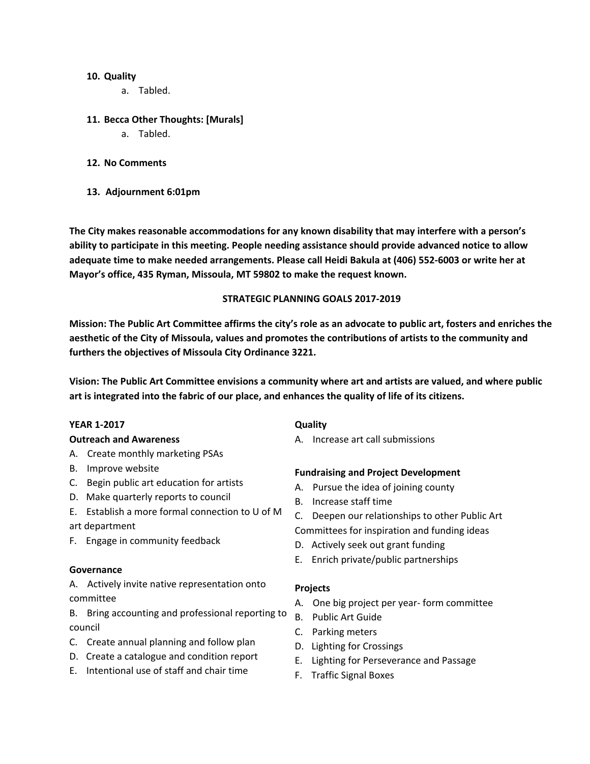**10. Quality**

a. Tabled.

**11. Becca Other Thoughts: [Murals]**

a. Tabled.

**12. No Comments**

**13. Adjournment 6:01pm**

**The City makes reasonable accommodations for any known disability that may interfere with a person's ability to participate in this meeting. People needing assistance should provide advanced notice to allow adequate time to make needed arrangements. Please call Heidi Bakula at (406) 552-6003 or write her at Mayor's office, 435 Ryman, Missoula, MT 59802 to make the request known.**

**STRATEGIC PLANNING GOALS 2017-2019**

**Mission: The Public Art Committee affirms the city's role as an advocate to public art, fosters and enriches the aesthetic of the City of Missoula, values and promotes the contributions of artists to the community and furthers the objectives of Missoula City Ordinance 3221.**

**Vision: The Public Art Committee envisions a community where art and artists are valued, and where public art is integrated into the fabric of our place, and enhances the quality of life of its citizens.**

**YEAR 1-2017**

**Outreach and Awareness**

A. Create monthly marketing PSAs
B. Improve website
C. Begin public art education for artists
D. Make quarterly reports to council
E. Establish a more formal connection to U of M art department
F. Engage in community feedback

**Governance**

A. Actively invite native representation onto committee
B. Bring accounting and professional reporting to council
C. Create annual planning and follow plan
D. Create a catalogue and condition report
E. Intentional use of staff and chair time

**Quality**

A. Increase art call submissions

**Fundraising and Project Development**

A. Pursue the idea of joining county
B. Increase staff time
C. Deepen our relationships to other Public Art Committees for inspiration and funding ideas
D. Actively seek out grant funding
E. Enrich private/public partnerships

**Projects**

A. One big project per year- form committee
B. Public Art Guide
C. Parking meters
D. Lighting for Crossings
E. Lighting for Perseverance and Passage
F. Traffic Signal Boxes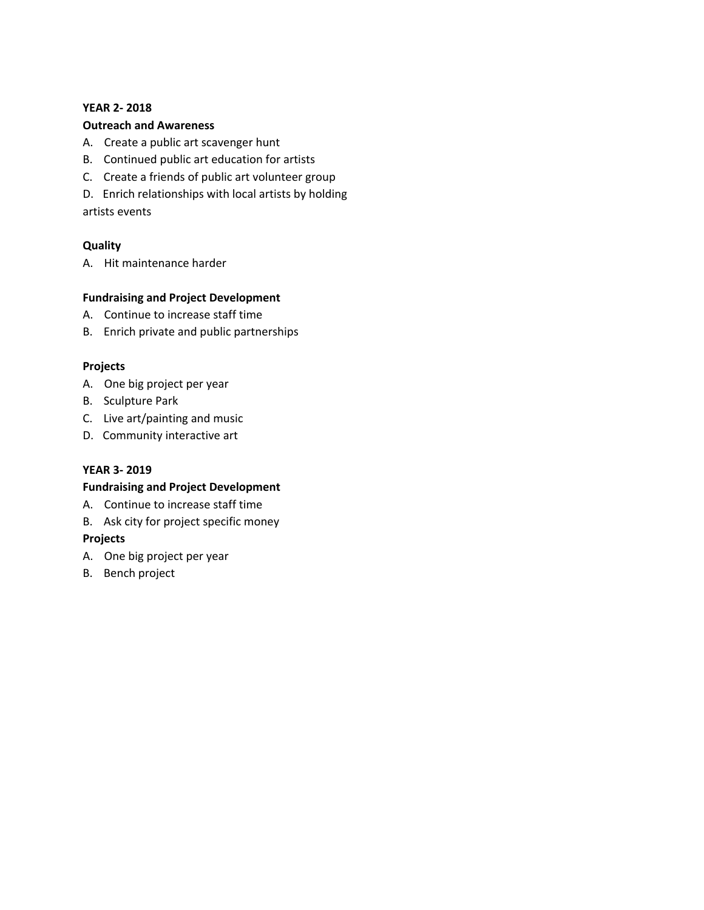**YEAR 2- 2018**

**Outreach and Awareness**

A. Create a public art scavenger hunt
B. Continued public art education for artists
C. Create a friends of public art volunteer group
D. Enrich relationships with local artists by holding artists events

**Quality**

A. Hit maintenance harder

**Fundraising and Project Development**

A. Continue to increase staff time
B. Enrich private and public partnerships

**Projects**

A. One big project per year
B. Sculpture Park
C. Live art/painting and music
D. Community interactive art

**YEAR 3- 2019**

**Fundraising and Project Development**

A. Continue to increase staff time
B. Ask city for project specific money

**Projects**

A. One big project per year
B. Bench project